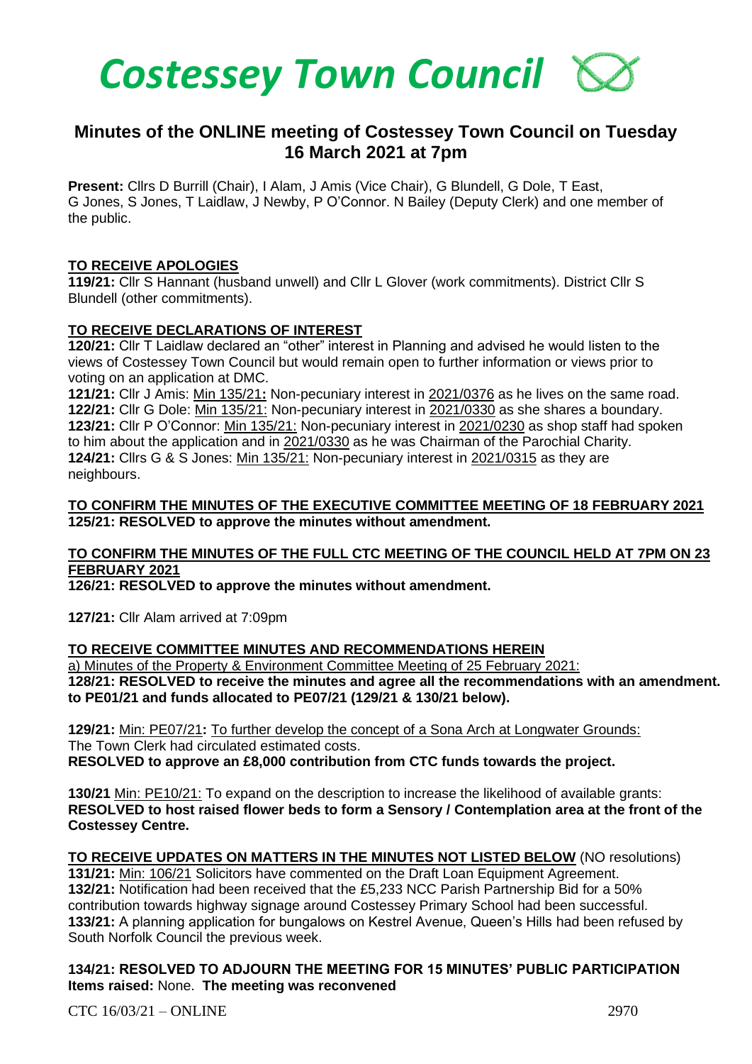# Costessey Town Council

## Minutes of the ONLINE meeting of Costessey Town Council on Tuesday 16 March 2021 at 7pm

**Present:** Cllrs D Burrill (Chair), I Alam, J Amis (Vice Chair), G Blundell, G Dole, T East, G Jones, S Jones, T Laidlaw, J Newby, P O'Connor. N Bailey (Deputy Clerk) and one member of the public.

**TO RECEIVE APOLOGIES**

**119/21:** Cllr S Hannant (husband unwell) and Cllr L Glover (work commitments). District Cllr S Blundell (other commitments).

**TO RECEIVE DECLARATIONS OF INTEREST**

**120/21:** Cllr T Laidlaw declared an "other" interest in Planning and advised he would listen to the views of Costessey Town Council but would remain open to further information or views prior to voting on an application at DMC.

**121/21:** Cllr J Amis: Min 135/21**:** Non-pecuniary interest in 2021/0376 as he lives on the same road.

**122/21:** Cllr G Dole: Min 135/21: Non-pecuniary interest in 2021/0330 as she shares a boundary.

**123/21:** Cllr P O'Connor: Min 135/21: Non-pecuniary interest in 2021/0230 as shop staff had spoken to him about the application and in 2021/0330 as he was Chairman of the Parochial Charity.

**124/21:** Cllrs G & S Jones: Min 135/21: Non-pecuniary interest in 2021/0315 as they are neighbours.

**TO CONFIRM THE MINUTES OF THE EXECUTIVE COMMITTEE MEETING OF 18 FEBRUARY 2021**

**125/21: RESOLVED to approve the minutes without amendment.**

**TO CONFIRM THE MINUTES OF THE FULL CTC MEETING OF THE COUNCIL HELD AT 7PM ON 23 FEBRUARY 2021**

**126/21: RESOLVED to approve the minutes without amendment.**

**127/21:** Cllr Alam arrived at 7:09pm

**TO RECEIVE COMMITTEE MINUTES AND RECOMMENDATIONS HEREIN**

a) Minutes of the Property & Environment Committee Meeting of 25 February 2021:

**128/21: RESOLVED to receive the minutes and agree all the recommendations with an amendment. to PE01/21 and funds allocated to PE07/21 (129/21 & 130/21 below).**

**129/21:** Min: PE07/21**:** To further develop the concept of a Sona Arch at Longwater Grounds:
The Town Clerk had circulated estimated costs.

**RESOLVED to approve an £8,000 contribution from CTC funds towards the project.**

**130/21** Min: PE10/21: To expand on the description to increase the likelihood of available grants:
**RESOLVED to host raised flower beds to form a Sensory / Contemplation area at the front of the Costessey Centre.**

**TO RECEIVE UPDATES ON MATTERS IN THE MINUTES NOT LISTED BELOW** (NO resolutions)

**131/21:** Min: 106/21 Solicitors have commented on the Draft Loan Equipment Agreement.

**132/21:** Notification had been received that the £5,233 NCC Parish Partnership Bid for a 50% contribution towards highway signage around Costessey Primary School had been successful.

**133/21:** A planning application for bungalows on Kestrel Avenue, Queen's Hills had been refused by South Norfolk Council the previous week.

**134/21: RESOLVED TO ADJOURN THE MEETING FOR 15 MINUTES' PUBLIC PARTICIPATION**
**Items raised:** None. **The meeting was reconvened**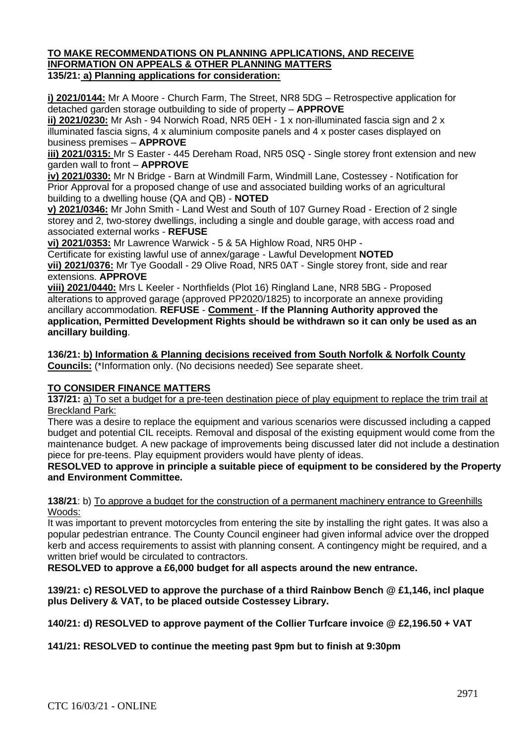**TO MAKE RECOMMENDATIONS ON PLANNING APPLICATIONS, AND RECEIVE INFORMATION ON APPEALS & OTHER PLANNING MATTERS**
**135/21: a) Planning applications for consideration:**

**i) 2021/0144:** Mr A Moore - Church Farm, The Street, NR8 5DG – Retrospective application for detached garden storage outbuilding to side of property – **APPROVE**
**ii) 2021/0230:** Mr Ash - 94 Norwich Road, NR5 0EH - 1 x non-illuminated fascia sign and 2 x illuminated fascia signs, 4 x aluminium composite panels and 4 x poster cases displayed on business premises – **APPROVE**
**iii) 2021/0315:** Mr S Easter - 445 Dereham Road, NR5 0SQ - Single storey front extension and new garden wall to front – **APPROVE**
**iv) 2021/0330:** Mr N Bridge - Barn at Windmill Farm, Windmill Lane, Costessey - Notification for Prior Approval for a proposed change of use and associated building works of an agricultural building to a dwelling house (QA and QB) - **NOTED**
**v) 2021/0346:** Mr John Smith - Land West and South of 107 Gurney Road - Erection of 2 single storey and 2, two-storey dwellings, including a single and double garage, with access road and associated external works - **REFUSE**
**vi) 2021/0353:** Mr Lawrence Warwick - 5 & 5A Highlow Road, NR5 0HP -
Certificate for existing lawful use of annex/garage - Lawful Development **NOTED**
**vii) 2021/0376:** Mr Tye Goodall - 29 Olive Road, NR5 0AT - Single storey front, side and rear extensions. **APPROVE**
**viii) 2021/0440:** Mrs L Keeler - Northfields (Plot 16) Ringland Lane, NR8 5BG - Proposed alterations to approved garage (approved PP2020/1825) to incorporate an annexe providing ancillary accommodation. **REFUSE** - **Comment** - **If the Planning Authority approved the application, Permitted Development Rights should be withdrawn so it can only be used as an ancillary building**.

**136/21: b) Information & Planning decisions received from South Norfolk & Norfolk County Councils:** (*Information only. (No decisions needed) See separate sheet.

**TO CONSIDER FINANCE MATTERS**
**137/21:** a) To set a budget for a pre-teen destination piece of play equipment to replace the trim trail at Breckland Park:
There was a desire to replace the equipment and various scenarios were discussed including a capped budget and potential CIL receipts. Removal and disposal of the existing equipment would come from the maintenance budget. A new package of improvements being discussed later did not include a destination piece for pre-teens. Play equipment providers would have plenty of ideas.
**RESOLVED to approve in principle a suitable piece of equipment to be considered by the Property and Environment Committee.**

**138/21**: b) To approve a budget for the construction of a permanent machinery entrance to Greenhills Woods:
It was important to prevent motorcycles from entering the site by installing the right gates. It was also a popular pedestrian entrance. The County Council engineer had given informal advice over the dropped kerb and access requirements to assist with planning consent. A contingency might be required, and a written brief would be circulated to contractors.
**RESOLVED to approve a £6,000 budget for all aspects around the new entrance.**

**139/21: c) RESOLVED to approve the purchase of a third Rainbow Bench @ £1,146, incl plaque plus Delivery & VAT, to be placed outside Costessey Library.**

**140/21: d) RESOLVED to approve payment of the Collier Turfcare invoice @ £2,196.50 + VAT**

**141/21: RESOLVED to continue the meeting past 9pm but to finish at 9:30pm**

CTC 16/03/21 - ONLINE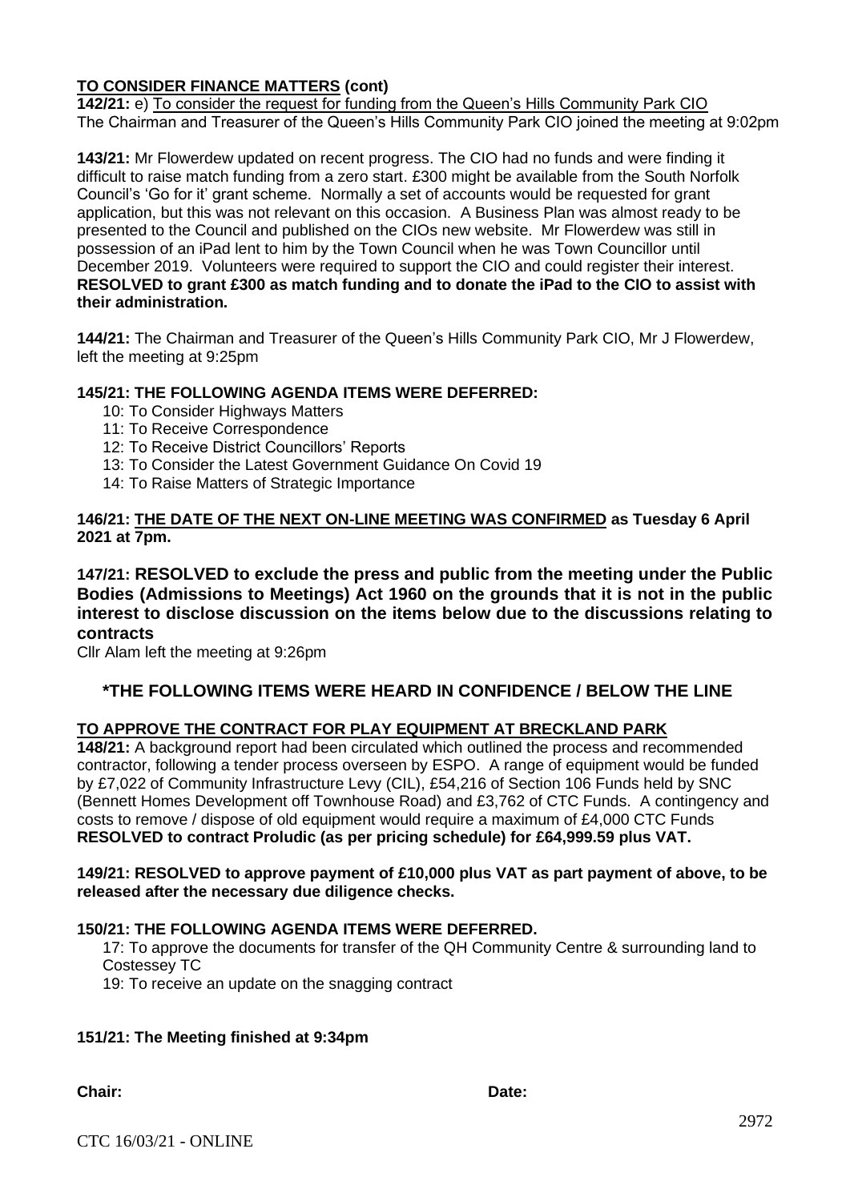**TO CONSIDER FINANCE MATTERS (cont)**

**142/21:** e) To consider the request for funding from the Queen's Hills Community Park CIO
The Chairman and Treasurer of the Queen's Hills Community Park CIO joined the meeting at 9:02pm

**143/21:** Mr Flowerdew updated on recent progress. The CIO had no funds and were finding it difficult to raise match funding from a zero start. £300 might be available from the South Norfolk Council's 'Go for it' grant scheme. Normally a set of accounts would be requested for grant application, but this was not relevant on this occasion. A Business Plan was almost ready to be presented to the Council and published on the CIOs new website. Mr Flowerdew was still in possession of an iPad lent to him by the Town Council when he was Town Councillor until December 2019. Volunteers were required to support the CIO and could register their interest.
**RESOLVED to grant £300 as match funding and to donate the iPad to the CIO to assist with their administration.**

**144/21:** The Chairman and Treasurer of the Queen's Hills Community Park CIO, Mr J Flowerdew, left the meeting at 9:25pm

**145/21: THE FOLLOWING AGENDA ITEMS WERE DEFERRED:**

- 10: To Consider Highways Matters
- 11: To Receive Correspondence
- 12: To Receive District Councillors' Reports
- 13: To Consider the Latest Government Guidance On Covid 19
- 14: To Raise Matters of Strategic Importance

**146/21: THE DATE OF THE NEXT ON-LINE MEETING WAS CONFIRMED as Tuesday 6 April 2021 at 7pm.**

**147/21: RESOLVED to exclude the press and public from the meeting under the Public Bodies (Admissions to Meetings) Act 1960 on the grounds that it is not in the public interest to disclose discussion on the items below due to the discussions relating to contracts**

Cllr Alam left the meeting at 9:26pm

## *THE FOLLOWING ITEMS WERE HEARD IN CONFIDENCE / BELOW THE LINE

**TO APPROVE THE CONTRACT FOR PLAY EQUIPMENT AT BRECKLAND PARK**

**148/21:** A background report had been circulated which outlined the process and recommended contractor, following a tender process overseen by ESPO. A range of equipment would be funded by £7,022 of Community Infrastructure Levy (CIL), £54,216 of Section 106 Funds held by SNC (Bennett Homes Development off Townhouse Road) and £3,762 of CTC Funds. A contingency and costs to remove / dispose of old equipment would require a maximum of £4,000 CTC Funds
**RESOLVED to contract Proludic (as per pricing schedule) for £64,999.59 plus VAT.**

**149/21: RESOLVED to approve payment of £10,000 plus VAT as part payment of above, to be released after the necessary due diligence checks.**

**150/21: THE FOLLOWING AGENDA ITEMS WERE DEFERRED.**

- 17: To approve the documents for transfer of the QH Community Centre & surrounding land to Costessey TC
- 19: To receive an update on the snagging contract

**151/21: The Meeting finished at 9:34pm**

**Chair:** **Date:**